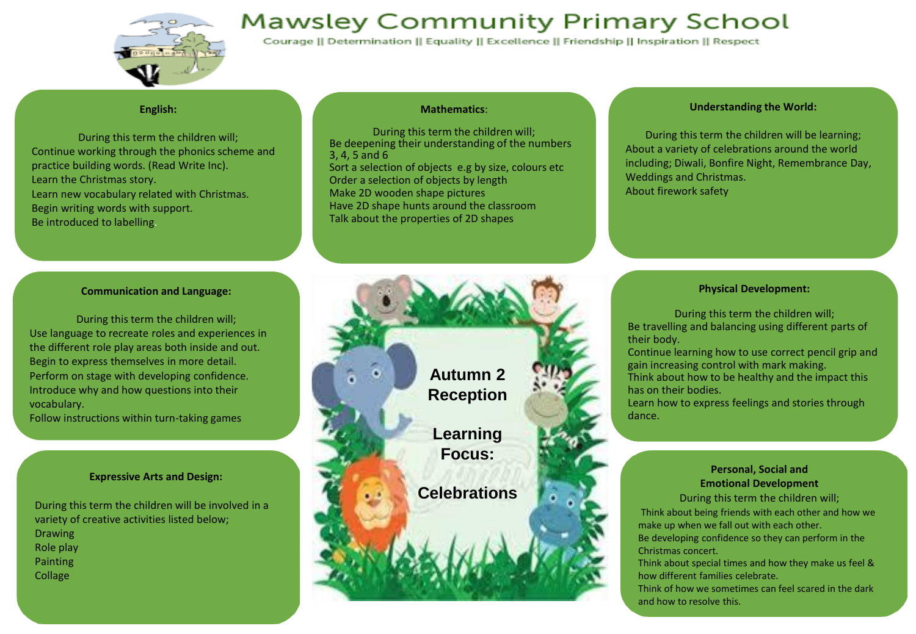# Mawsley Community Primary School

Courage || Determination || Equality || Excellence || Friendship || Inspiration || Respect

## Autumn 2 Reception

## Learning Focus:

## Celebrations

### English:

During this term the children will;

- Continue working through the phonics scheme and practice building words. (Read Write Inc).
- Learn the Christmas story.
- Learn new vocabulary related with Christmas.
- Begin writing words with support.
- Be introduced to labelling.

### Mathematics:

During this term the children will;

- Be deepening their understanding of the numbers 3, 4, 5 and 6
- Sort a selection of objects e.g by size, colours etc
- Order a selection of objects by length
- Make 2D wooden shape pictures
- Have 2D shape hunts around the classroom
- Talk about the properties of 2D shapes

### Understanding the World:

During this term the children will be learning;

- About a variety of celebrations around the world including; Diwali, Bonfire Night, Remembrance Day, Weddings and Christmas.
- About firework safety

### Communication and Language:

During this term the children will;

- Use language to recreate roles and experiences in the different role play areas both inside and out.
- Begin to express themselves in more detail.
- Perform on stage with developing confidence.
- Introduce why and how questions into their vocabulary.
- Follow instructions within turn-taking games

### Physical Development:

During this term the children will;

- Be travelling and balancing using different parts of their body.
- Continue learning how to use correct pencil grip and gain increasing control with mark making.
- Think about how to be healthy and the impact this has on their bodies.
- Learn how to express feelings and stories through dance.

### Expressive Arts and Design:

During this term the children will be involved in a variety of creative activities listed below;

- Drawing
- Role play
- Painting
- Collage

### Personal, Social and Emotional Development

During this term the children will;

- Think about being friends with each other and how we make up when we fall out with each other.
- Be developing confidence so they can perform in the Christmas concert.
- Think about special times and how they make us feel & how different families celebrate.
- Think of how we sometimes can feel scared in the dark and how to resolve this.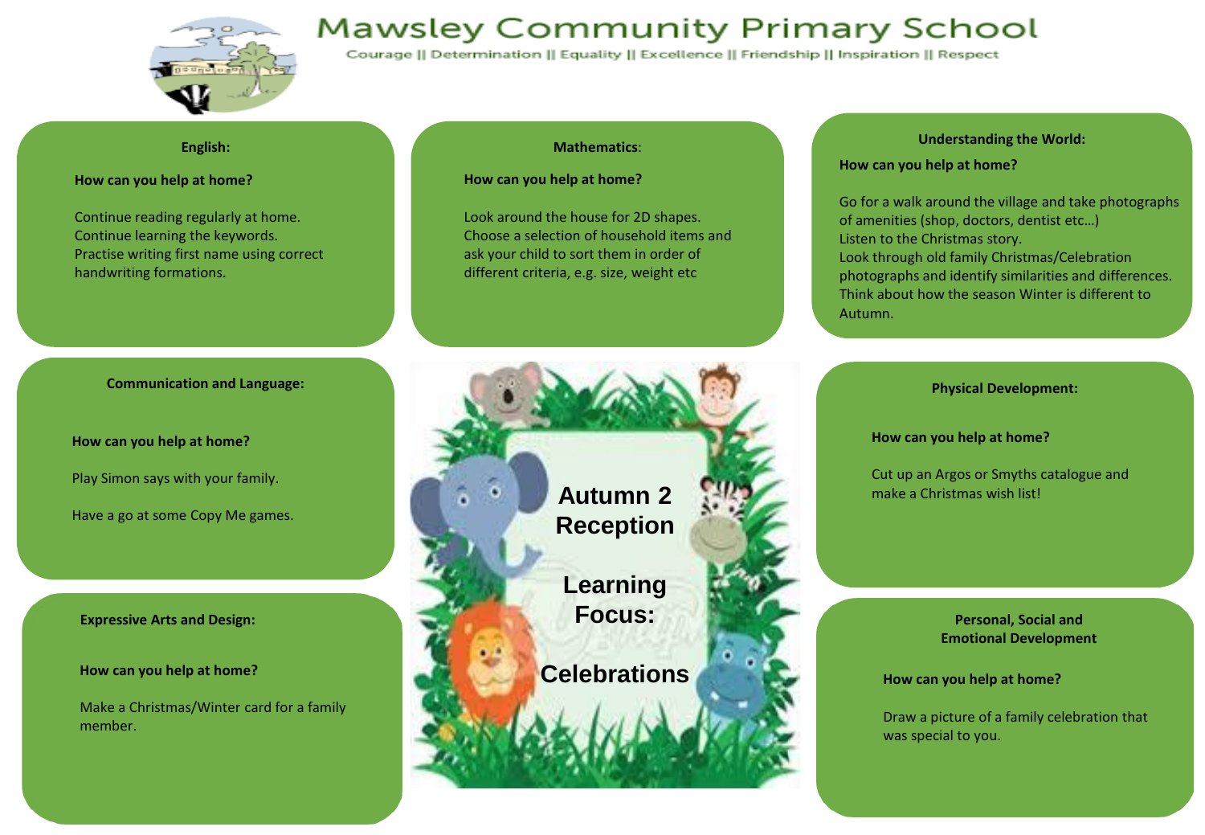# Mawsley Community Primary School

Courage || Determination || Equality || Excellence || Friendship || Inspiration || Respect

## Autumn 2 Reception

## Learning Focus:

## Celebrations

### English:

**How can you help at home?**

Continue reading regularly at home.
Continue learning the keywords.
Practise writing first name using correct handwriting formations.

### Mathematics:

**How can you help at home?**

Look around the house for 2D shapes.
Choose a selection of household items and ask your child to sort them in order of different criteria, e.g. size, weight etc

### Understanding the World:

**How can you help at home?**

Go for a walk around the village and take photographs of amenities (shop, doctors, dentist etc…)
Listen to the Christmas story.
Look through old family Christmas/Celebration photographs and identify similarities and differences.
Think about how the season Winter is different to Autumn.

### Communication and Language:

**How can you help at home?**

Play Simon says with your family.

Have a go at some Copy Me games.

### Physical Development:

**How can you help at home?**

Cut up an Argos or Smyths catalogue and make a Christmas wish list!

### Expressive Arts and Design:

**How can you help at home?**

Make a Christmas/Winter card for a family member.

### Personal, Social and Emotional Development

**How can you help at home?**

Draw a picture of a family celebration that was special to you.